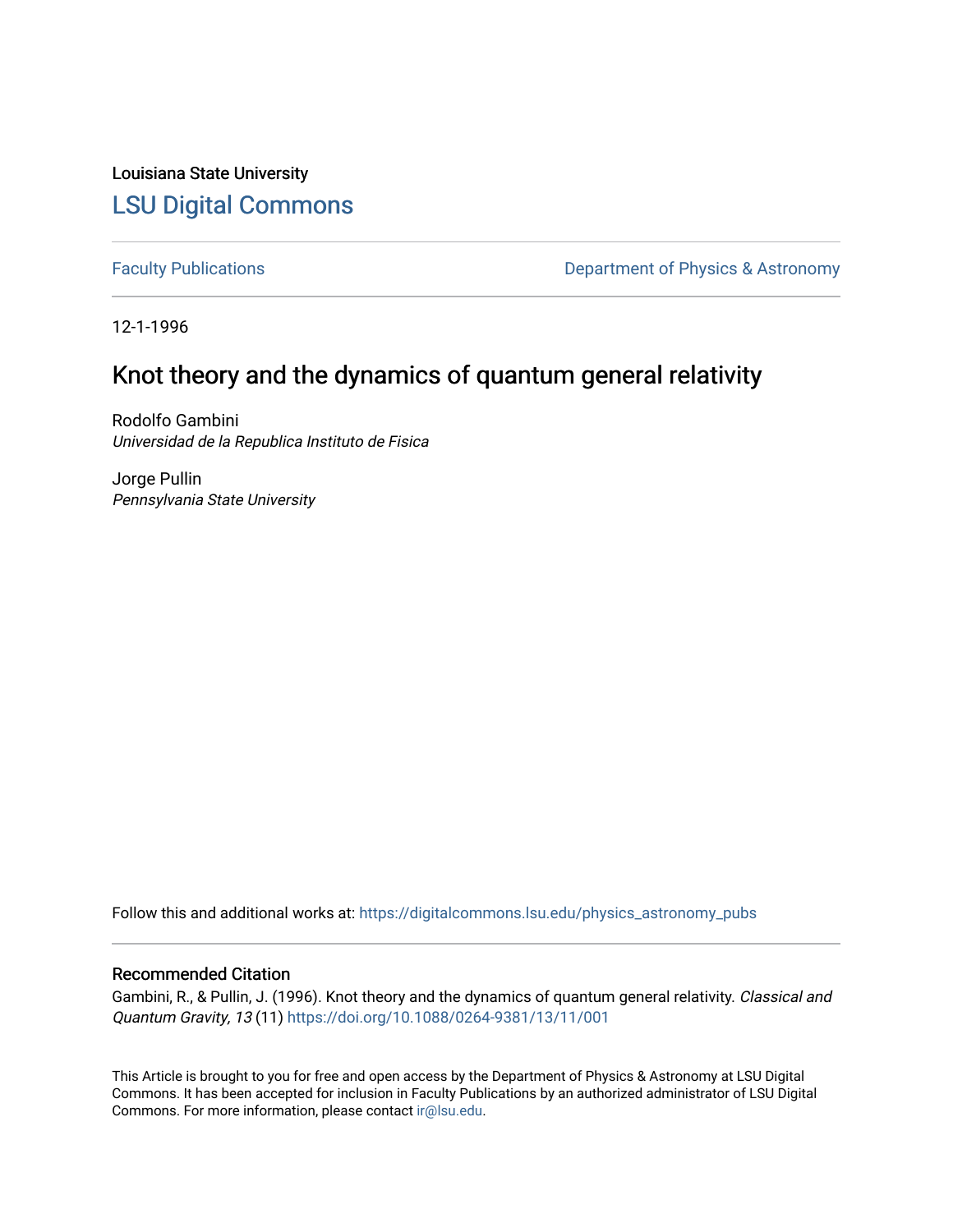Louisiana State University

# LSU Digital Commons

Faculty Publications

Department of Physics & Astronomy

12-1-1996

## Knot theory and the dynamics of quantum general relativity

Rodolfo Gambini
*Universidad de la Republica Instituto de Fisica*

Jorge Pullin
*Pennsylvania State University*

Follow this and additional works at: https://digitalcommons.lsu.edu/physics_astronomy_pubs

### Recommended Citation

Gambini, R., & Pullin, J. (1996). Knot theory and the dynamics of quantum general relativity. *Classical and Quantum Gravity, 13* (11) https://doi.org/10.1088/0264-9381/13/11/001

This Article is brought to you for free and open access by the Department of Physics & Astronomy at LSU Digital Commons. It has been accepted for inclusion in Faculty Publications by an authorized administrator of LSU Digital Commons. For more information, please contact ir@lsu.edu.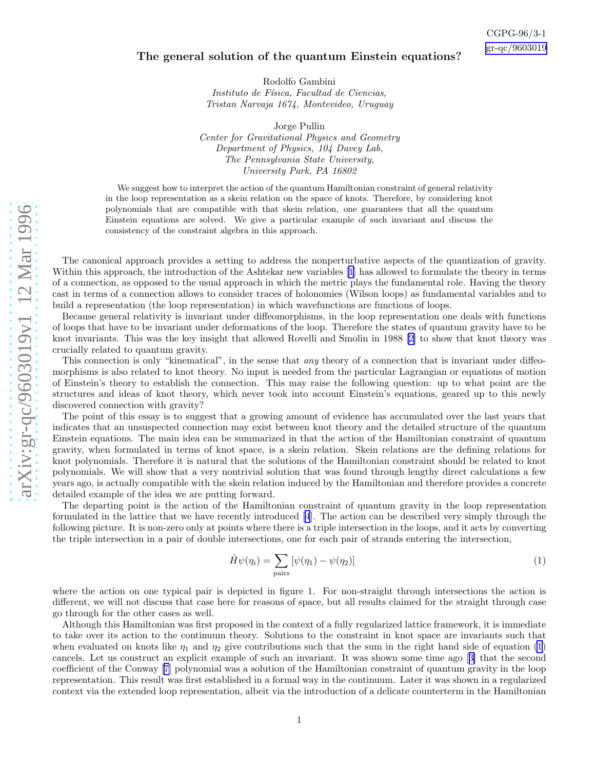The general solution of the quantum Einstein equations?

Rodolfo Gambini
*Instituto de Física, Facultad de Ciencias,*
*Tristan Narvaja 1674, Montevideo, Uruguay*

Jorge Pullin
*Center for Gravitational Physics and Geometry*
*Department of Physics, 104 Davey Lab,*
*The Pennsylvania State University,*
*University Park, PA 16802*

We suggest how to interpret the action of the quantum Hamiltonian constraint of general relativity in the loop representation as a skein relation on the space of knots. Therefore, by considering knot polynomials that are compatible with that skein relation, one guarantees that all the quantum Einstein equations are solved. We give a particular example of such invariant and discuss the consistency of the constraint algebra in this approach.

The canonical approach provides a setting to address the nonperturbative aspects of the quantization of gravity. Within this approach, the introduction of the Ashtekar new variables [1] has allowed to formulate the theory in terms of a connection, as opposed to the usual approach in which the metric plays the fundamental role. Having the theory cast in terms of a connection allows to consider traces of holonomies (Wilson loops) as fundamental variables and to build a representation (the loop representation) in which wavefunctions are functions of loops.

Because general relativity is invariant under diffeomorphisms, in the loop representation one deals with functions of loops that have to be invariant under deformations of the loop. Therefore the states of quantum gravity have to be knot invariants. This was the key insight that allowed Rovelli and Smolin in 1988 [2] to show that knot theory was crucially related to quantum gravity.

This connection is only "kinematical", in the sense that *any* theory of a connection that is invariant under diffeomorphisms is also related to knot theory. No input is needed from the particular Lagrangian or equations of motion of Einstein's theory to establish the connection. This may raise the following question: up to what point are the structures and ideas of knot theory, which never took into account Einstein's equations, geared up to this newly discovered connection with gravity?

The point of this essay is to suggest that a growing amount of evidence has accumulated over the last years that indicates that an unsuspected connection may exist between knot theory and the detailed structure of the quantum Einstein equations. The main idea can be summarized in that the action of the Hamiltonian constraint of quantum gravity, when formulated in terms of knot space, is a skein relation. Skein relations are the defining relations for knot polynomials. Therefore it is natural that the solutions of the Hamiltonian constraint should be related to knot polynomials. We will show that a very nontrivial solution that was found through lengthy direct calculations a few years ago, is actually compatible with the skein relation induced by the Hamiltonian and therefore provides a concrete detailed example of the idea we are putting forward.

The departing point is the action of the Hamiltonian constraint of quantum gravity in the loop representation formulated in the lattice that we have recently introduced [4]. The action can be described very simply through the following picture. It is non-zero only at points where there is a triple intersection in the loops, and it acts by converting the triple intersection in a pair of double intersections, one for each pair of strands entering the intersection,

$$\hat{H}\psi(\eta_i) = \sum_{\text{pairs}} [\psi(\eta_1) - \psi(\eta_2)] \tag{1}$$

where the action on one typical pair is depicted in figure 1. For non-straight through intersections the action is different, we will not discuss that case here for reasons of space, but all results claimed for the straight through case go through for the other cases as well.

Although this Hamiltonian was first proposed in the context of a fully regularized lattice framework, it is immediate to take over its action to the continuum theory. Solutions to the constraint in knot space are invariants such that when evaluated on knots like $\eta_1$ and $\eta_2$ give contributions such that the sum in the right hand side of equation (1) cancels. Let us construct an explicit example of such an invariant. It was shown some time ago [3] that the second coefficient of the Conway [7] polynomial was a solution of the Hamiltonian constraint of quantum gravity in the loop representation. This result was first established in a formal way in the continuum. Later it was shown in a regularized context via the extended loop representation, albeit via the introduction of a delicate counterterm in the Hamiltonian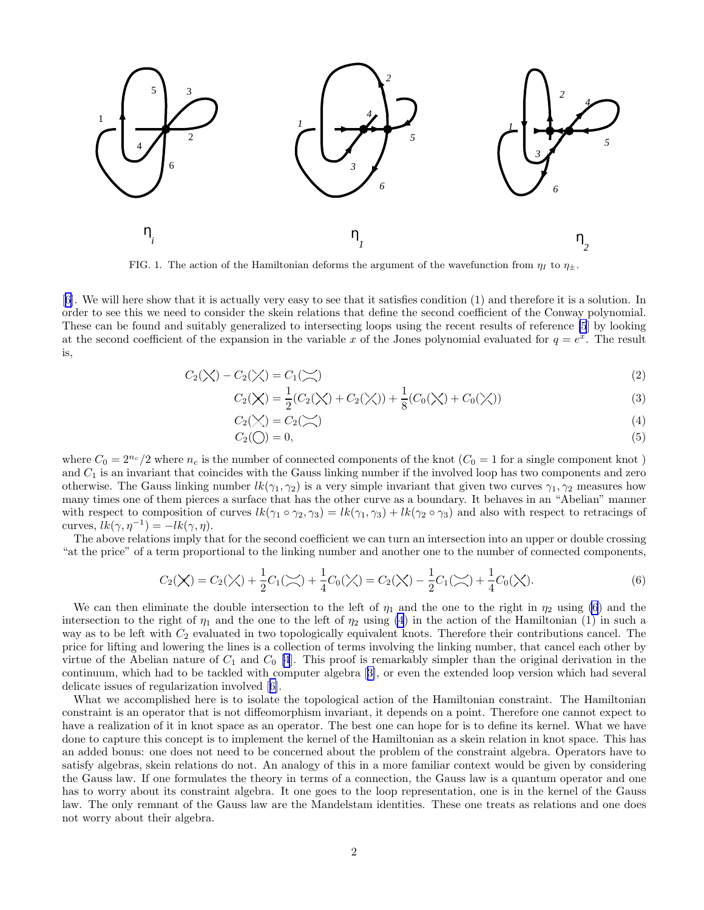FIG. 1. The action of the Hamiltonian deforms the argument of the wavefunction from $\eta_I$ to $\eta_\pm$.

[6]. We will here show that it is actually very easy to see that it satisfies condition (1) and therefore it is a solution. In order to see this we need to consider the skein relations that define the second coefficient of the Conway polynomial. These can be found and suitably generalized to intersecting loops using the recent results of reference [5] by looking at the second coefficient of the expansion in the variable $x$ of the Jones polynomial evaluated for $q = e^x$. The result is,

$$C_2(\diagdown\!\!\!\!\diagup) - C_2(\diagup\!\!\!\!\diagdown) = C_1(\asymp) \tag{2}$$

$$C_2(\times) = \frac{1}{2}(C_2(\diagdown\!\!\!\!\diagup) + C_2(\diagup\!\!\!\!\diagdown)) + \frac{1}{8}(C_0(\diagdown\!\!\!\!\diagup) + C_0(\diagup\!\!\!\!\diagdown)) \tag{3}$$

$$C_2(\asymp) = C_2(\asymp) \tag{4}$$

$$C_2(\bigcirc) = 0, \tag{5}$$

where $C_0 = 2^{n_c}/2$ where $n_c$ is the number of connected components of the knot ($C_0 = 1$ for a single component knot ) and $C_1$ is an invariant that coincides with the Gauss linking number if the involved loop has two components and zero otherwise. The Gauss linking number $lk(\gamma_1, \gamma_2)$ is a very simple invariant that given two curves $\gamma_1, \gamma_2$ measures how many times one of them pierces a surface that has the other curve as a boundary. It behaves in an "Abelian" manner with respect to composition of curves $lk(\gamma_1 \circ \gamma_2, \gamma_3) = lk(\gamma_1, \gamma_3) + lk(\gamma_2 \circ \gamma_3)$ and also with respect to retracings of curves, $lk(\gamma, \eta^{-1}) = -lk(\gamma, \eta)$.

The above relations imply that for the second coefficient we can turn an intersection into an upper or double crossing "at the price" of a term proportional to the linking number and another one to the number of connected components,

$$C_2(\times) = C_2(\diagup\!\!\!\!\diagdown) + \frac{1}{2}C_1(\asymp) + \frac{1}{4}C_0(\diagup\!\!\!\!\diagdown) = C_2(\diagdown\!\!\!\!\diagup) - \frac{1}{2}C_1(\asymp) + \frac{1}{4}C_0(\diagdown\!\!\!\!\diagup). \tag{6}$$

We can then eliminate the double intersection to the left of $\eta_1$ and the one to the right in $\eta_2$ using (6) and the intersection to the right of $\eta_1$ and the one to the left of $\eta_2$ using (4) in the action of the Hamiltonian (1) in such a way as to be left with $C_2$ evaluated in two topologically equivalent knots. Therefore their contributions cancel. The price for lifting and lowering the lines is a collection of terms involving the linking number, that cancel each other by virtue of the Abelian nature of $C_1$ and $C_0$ [4]. This proof is remarkably simpler than the original derivation in the continuum, which had to be tackled with computer algebra [3], or even the extended loop version which had several delicate issues of regularization involved [6].

What we accomplished here is to isolate the topological action of the Hamiltonian constraint. The Hamiltonian constraint is an operator that is not diffeomorphism invariant, it depends on a point. Therefore one cannot expect to have a realization of it in knot space as an operator. The best one can hope for is to define its kernel. What we have done to capture this concept is to implement the kernel of the Hamiltonian as a skein relation in knot space. This has an added bonus: one does not need to be concerned about the problem of the constraint algebra. Operators have to satisfy algebras, skein relations do not. An analogy of this in a more familiar context would be given by considering the Gauss law. If one formulates the theory in terms of a connection, the Gauss law is a quantum operator and one has to worry about its constraint algebra. It one goes to the loop representation, one is in the kernel of the Gauss law. The only remnant of the Gauss law are the Mandelstam identities. These one treats as relations and one does not worry about their algebra.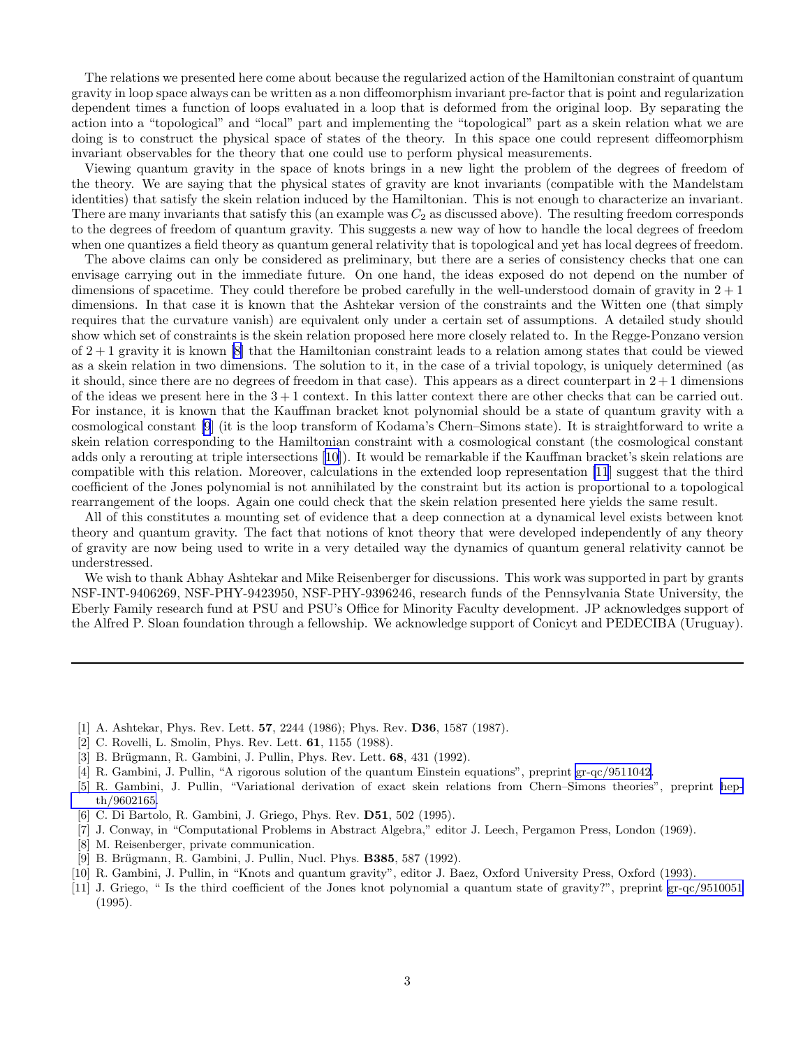The relations we presented here come about because the regularized action of the Hamiltonian constraint of quantum gravity in loop space always can be written as a non diffeomorphism invariant pre-factor that is point and regularization dependent times a function of loops evaluated in a loop that is deformed from the original loop. By separating the action into a "topological" and "local" part and implementing the "topological" part as a skein relation what we are doing is to construct the physical space of states of the theory. In this space one could represent diffeomorphism invariant observables for the theory that one could use to perform physical measurements.

Viewing quantum gravity in the space of knots brings in a new light the problem of the degrees of freedom of the theory. We are saying that the physical states of gravity are knot invariants (compatible with the Mandelstam identities) that satisfy the skein relation induced by the Hamiltonian. This is not enough to characterize an invariant. There are many invariants that satisfy this (an example was $C_2$ as discussed above). The resulting freedom corresponds to the degrees of freedom of quantum gravity. This suggests a new way of how to handle the local degrees of freedom when one quantizes a field theory as quantum general relativity that is topological and yet has local degrees of freedom.

The above claims can only be considered as preliminary, but there are a series of consistency checks that one can envisage carrying out in the immediate future. On one hand, the ideas exposed do not depend on the number of dimensions of spacetime. They could therefore be probed carefully in the well-understood domain of gravity in $2+1$ dimensions. In that case it is known that the Ashtekar version of the constraints and the Witten one (that simply requires that the curvature vanish) are equivalent only under a certain set of assumptions. A detailed study should show which set of constraints is the skein relation proposed here more closely related to. In the Regge-Ponzano version of $2+1$ gravity it is known [8] that the Hamiltonian constraint leads to a relation among states that could be viewed as a skein relation in two dimensions. The solution to it, in the case of a trivial topology, is uniquely determined (as it should, since there are no degrees of freedom in that case). This appears as a direct counterpart in $2+1$ dimensions of the ideas we present here in the $3+1$ context. In this latter context there are other checks that can be carried out. For instance, it is known that the Kauffman bracket knot polynomial should be a state of quantum gravity with a cosmological constant [9] (it is the loop transform of Kodama's Chern–Simons state). It is straightforward to write a skein relation corresponding to the Hamiltonian constraint with a cosmological constant (the cosmological constant adds only a rerouting at triple intersections [10]). It would be remarkable if the Kauffman bracket's skein relations are compatible with this relation. Moreover, calculations in the extended loop representation [11] suggest that the third coefficient of the Jones polynomial is not annihilated by the constraint but its action is proportional to a topological rearrangement of the loops. Again one could check that the skein relation presented here yields the same result.

All of this constitutes a mounting set of evidence that a deep connection at a dynamical level exists between knot theory and quantum gravity. The fact that notions of knot theory that were developed independently of any theory of gravity are now being used to write in a very detailed way the dynamics of quantum general relativity cannot be understressed.

We wish to thank Abhay Ashtekar and Mike Reisenberger for discussions. This work was supported in part by grants NSF-INT-9406269, NSF-PHY-9423950, NSF-PHY-9396246, research funds of the Pennsylvania State University, the Eberly Family research fund at PSU and PSU's Office for Minority Faculty development. JP acknowledges support of the Alfred P. Sloan foundation through a fellowship. We acknowledge support of Conicyt and PEDECIBA (Uruguay).

---

[1] A. Ashtekar, Phys. Rev. Lett. **57**, 2244 (1986); Phys. Rev. **D36**, 1587 (1987).
[2] C. Rovelli, L. Smolin, Phys. Rev. Lett. **61**, 1155 (1988).
[3] B. Brügmann, R. Gambini, J. Pullin, Phys. Rev. Lett. **68**, 431 (1992).
[4] R. Gambini, J. Pullin, "A rigorous solution of the quantum Einstein equations", preprint gr-qc/9511042.
[5] R. Gambini, J. Pullin, "Variational derivation of exact skein relations from Chern–Simons theories", preprint hep-th/9602165.
[6] C. Di Bartolo, R. Gambini, J. Griego, Phys. Rev. **D51**, 502 (1995).
[7] J. Conway, in "Computational Problems in Abstract Algebra," editor J. Leech, Pergamon Press, London (1969).
[8] M. Reisenberger, private communication.
[9] B. Brügmann, R. Gambini, J. Pullin, Nucl. Phys. **B385**, 587 (1992).
[10] R. Gambini, J. Pullin, in "Knots and quantum gravity", editor J. Baez, Oxford University Press, Oxford (1993).
[11] J. Griego, " Is the third coefficient of the Jones knot polynomial a quantum state of gravity?", preprint gr-qc/9510051 (1995).